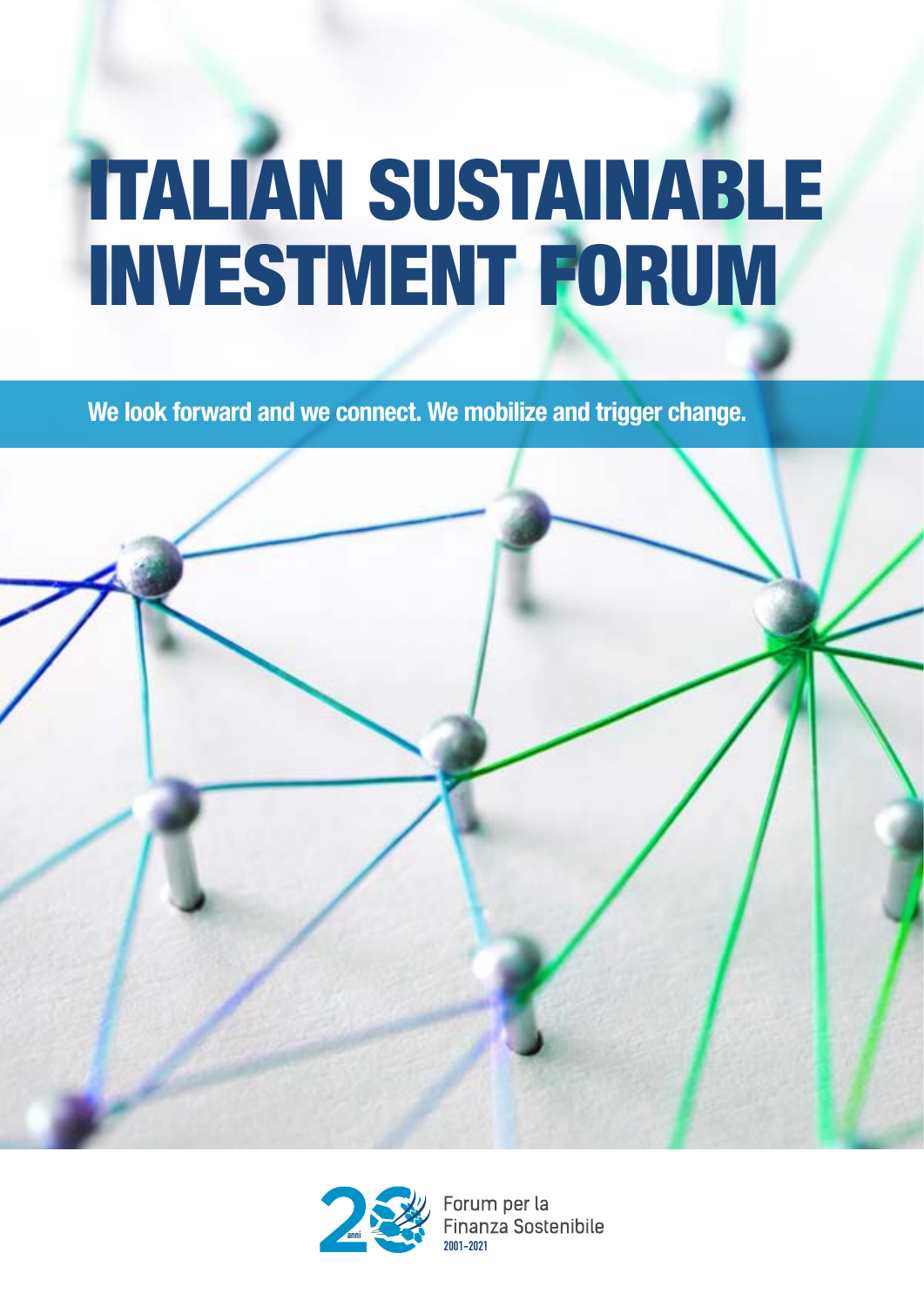# ITALIAN SUSTAINABLE INVESTMENT FORUM

**We look forward and we connect. We mobilize and trigger change.**

Forum per la Finanza Sostenibile
2001-2021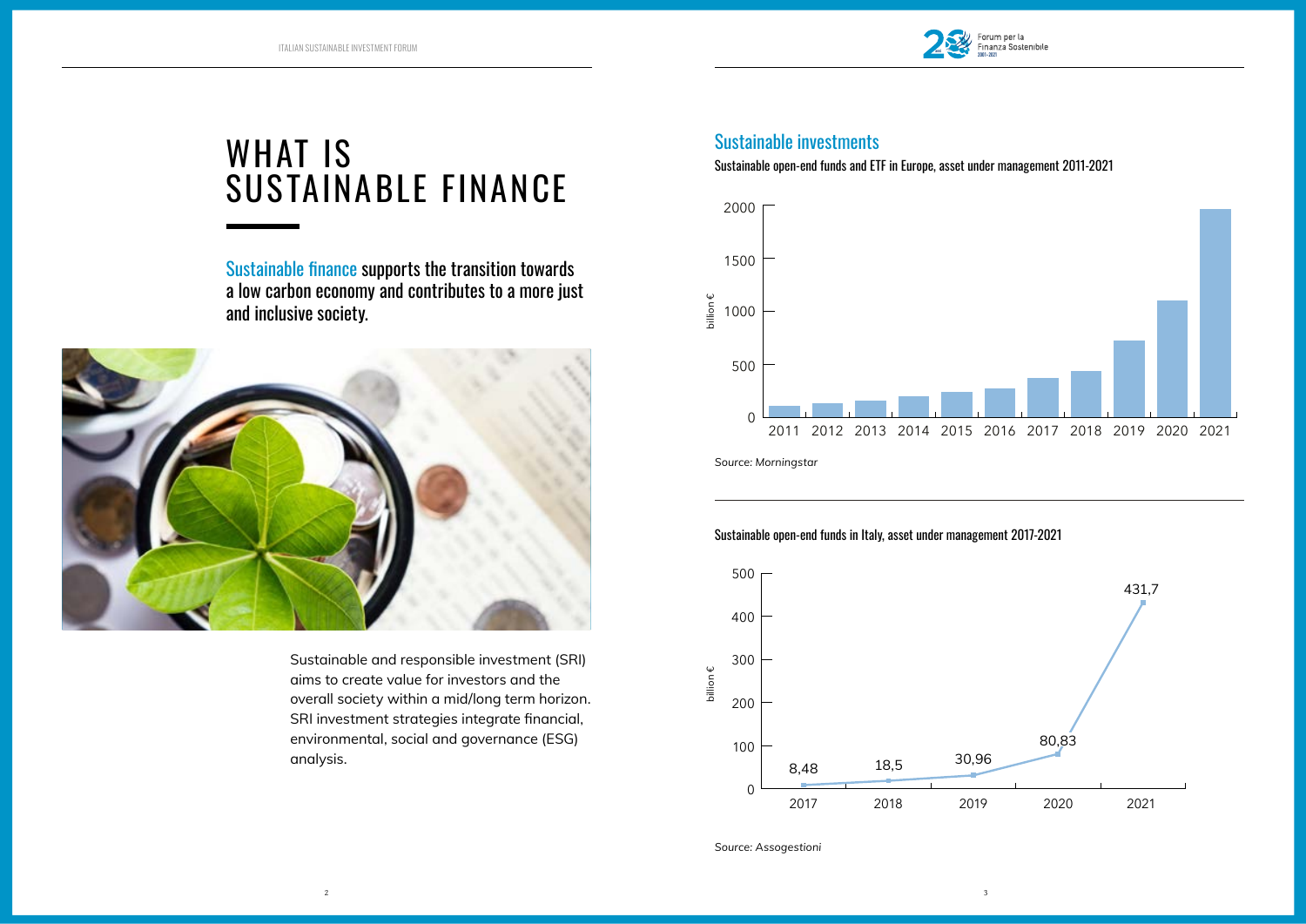# WHAT IS SUSTAINABLE FINANCE

Sustainable finance supports the transition towards a low carbon economy and contributes to a more just and inclusive society.

Sustainable and responsible investment (SRI) aims to create value for investors and the overall society within a mid/long term horizon. SRI investment strategies integrate financial, environmental, social and governance (ESG) analysis.

## Sustainable investments

Sustainable open-end funds and ETF in Europe, asset under management 2011-2021

billion €

2011 2012 2013 2014 2015 2016 2017 2018 2019 2020 2021

*Source: Morningstar*

Sustainable open-end funds in Italy, asset under management 2017-2021

billion €

| Year | Value |
|---|---|
| 2017 | 8,48 |
| 2018 | 18,5 |
| 2019 | 30,96 |
| 2020 | 80,83 |
| 2021 | 431,7 |

*Source: Assogestioni*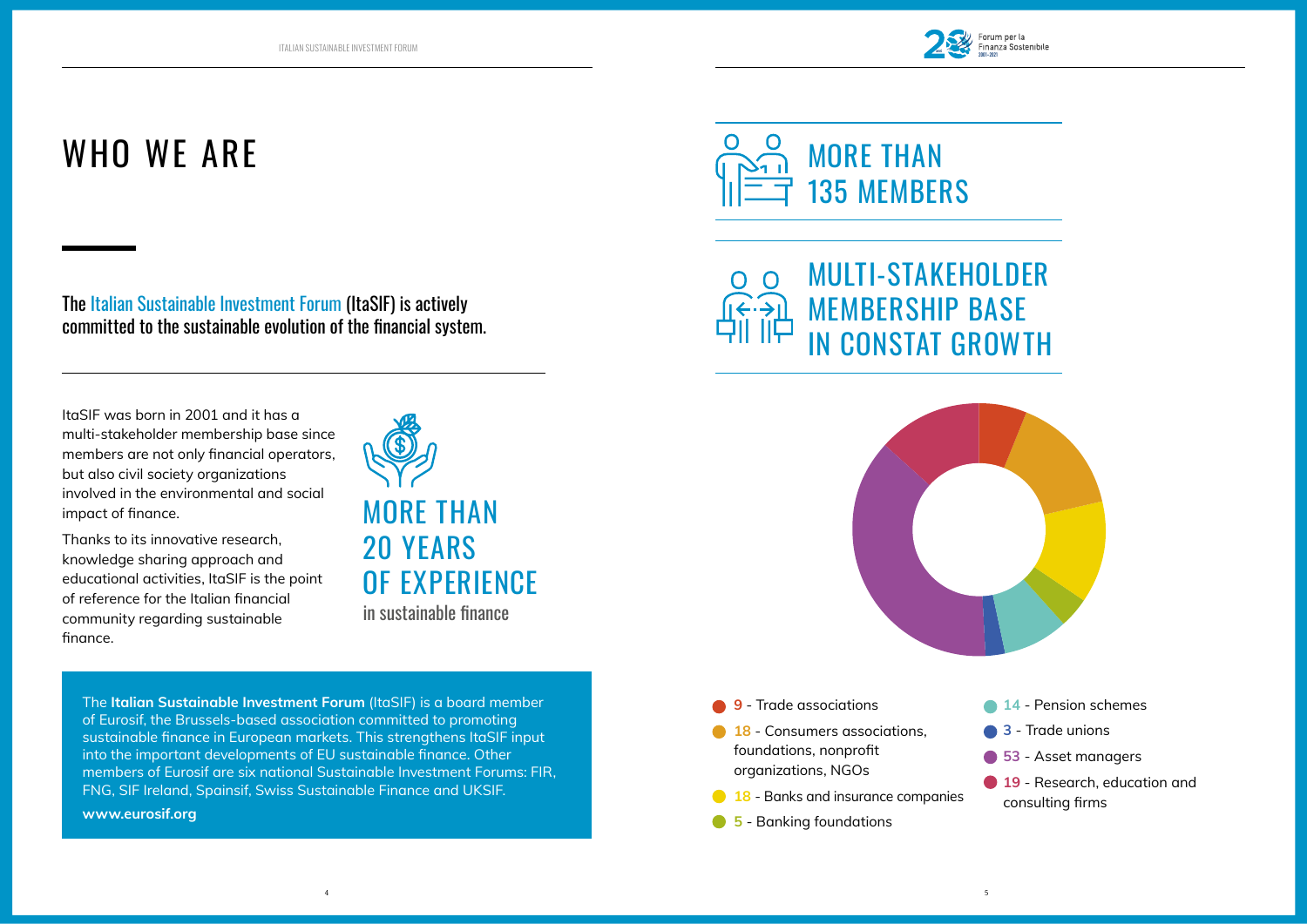# WHO WE ARE

The Italian Sustainable Investment Forum (ItaSIF) is actively committed to the sustainable evolution of the financial system.

ItaSIF was born in 2001 and it has a multi-stakeholder membership base since members are not only financial operators, but also civil society organizations involved in the environmental and social impact of finance.

Thanks to its innovative research, knowledge sharing approach and educational activities, ItaSIF is the point of reference for the Italian financial community regarding sustainable finance.

## MORE THAN 20 YEARS OF EXPERIENCE

in sustainable finance

The **Italian Sustainable Investment Forum** (ItaSIF) is a board member of Eurosif, the Brussels-based association committed to promoting sustainable finance in European markets. This strengthens ItaSIF input into the important developments of EU sustainable finance. Other members of Eurosif are six national Sustainable Investment Forums: FIR, FNG, SIF Ireland, Spainsif, Swiss Sustainable Finance and UKSIF.

**www.eurosif.org**

## MORE THAN 135 MEMBERS

## MULTI-STAKEHOLDER MEMBERSHIP BASE IN CONSTAT GROWTH

- **9** - Trade associations
- **18** - Consumers associations, foundations, nonprofit organizations, NGOs
- **18** - Banks and insurance companies
- **5** - Banking foundations
- **14** - Pension schemes
- **3** - Trade unions
- **53** - Asset managers
- **19** - Research, education and consulting firms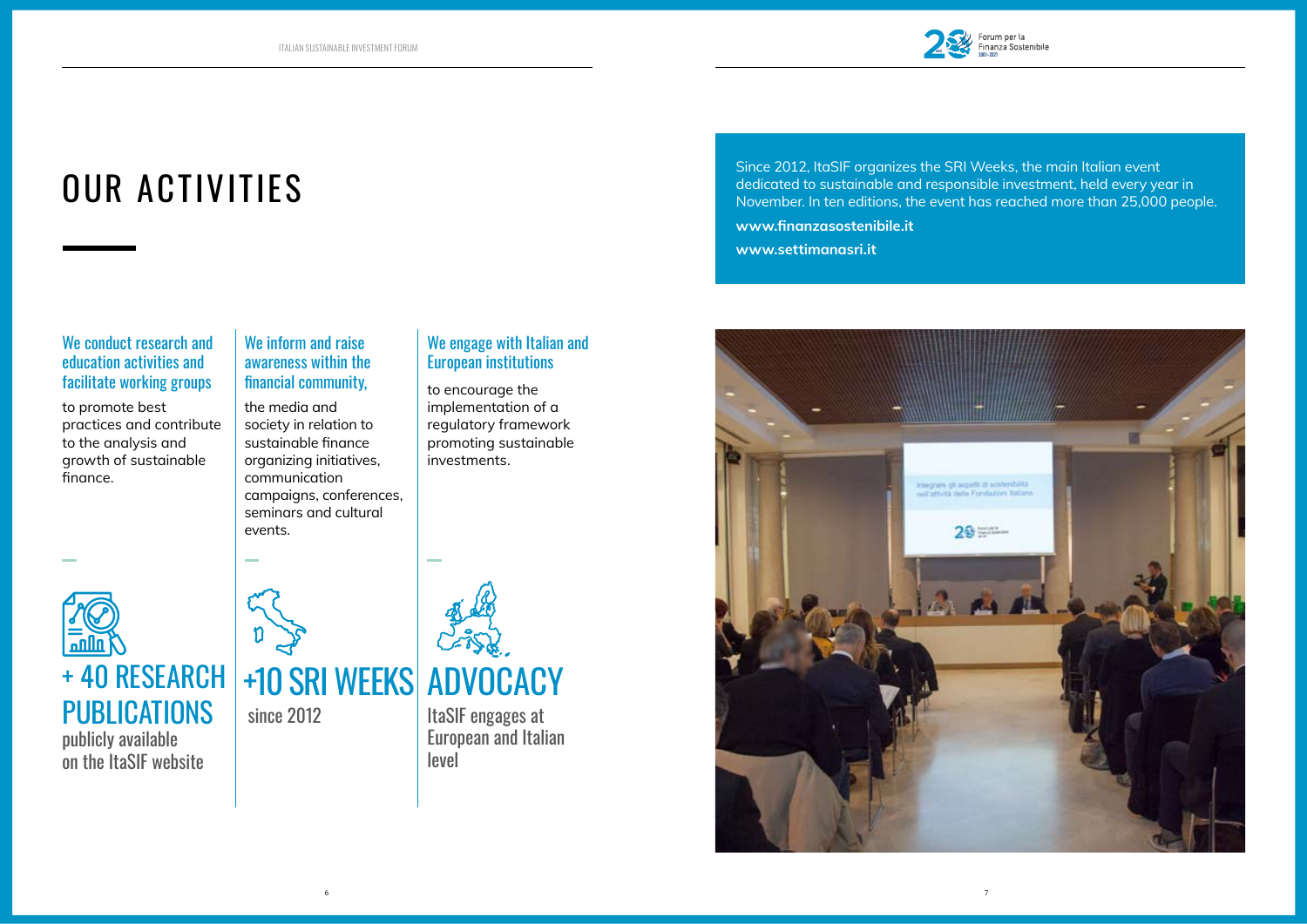# OUR ACTIVITIES

### We conduct research and education activities and facilitate working groups

to promote best practices and contribute to the analysis and growth of sustainable finance.

### We inform and raise awareness within the financial community,

the media and society in relation to sustainable finance organizing initiatives, communication campaigns, conferences, seminars and cultural events.

### We engage with Italian and European institutions

to encourage the implementation of a regulatory framework promoting sustainable investments.

## + 40 RESEARCH PUBLICATIONS

publicly available on the ItaSIF website

## +10 SRI WEEKS

since 2012

## ADVOCACY

ItaSIF engages at European and Italian level

Since 2012, ItaSIF organizes the SRI Weeks, the main Italian event dedicated to sustainable and responsible investment, held every year in November. In ten editions, the event has reached more than 25,000 people.

**www.finanzasostenibile.it**

**www.settimanasri.it**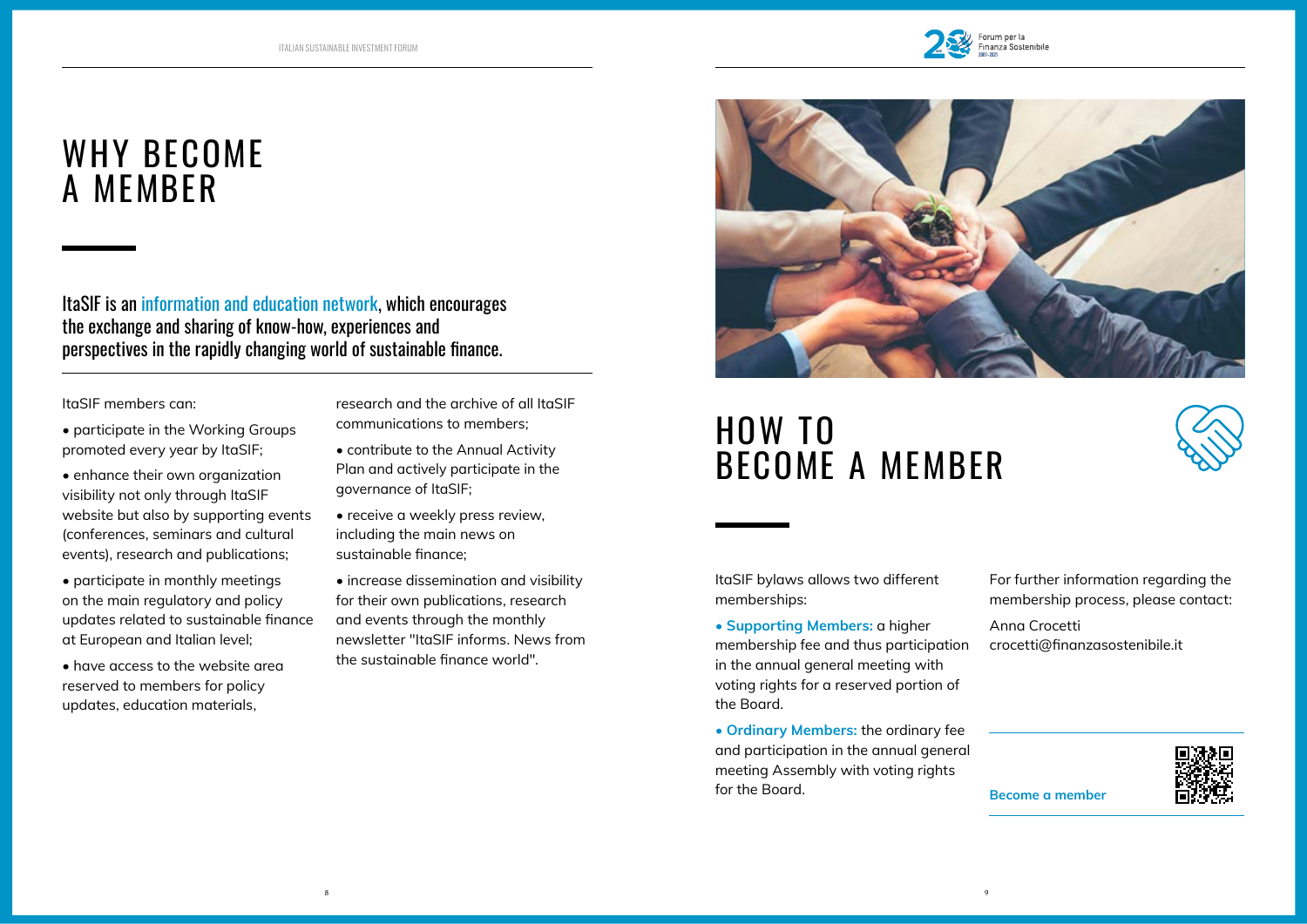# WHY BECOME A MEMBER

ItaSIF is an information and education network, which encourages the exchange and sharing of know-how, experiences and perspectives in the rapidly changing world of sustainable finance.

ItaSIF members can:

- participate in the Working Groups promoted every year by ItaSIF;
- enhance their own organization visibility not only through ItaSIF website but also by supporting events (conferences, seminars and cultural events), research and publications;
- participate in monthly meetings on the main regulatory and policy updates related to sustainable finance at European and Italian level;
- have access to the website area reserved to members for policy updates, education materials, research and the archive of all ItaSIF communications to members;
- contribute to the Annual Activity Plan and actively participate in the governance of ItaSIF;
- receive a weekly press review, including the main news on sustainable finance;
- increase dissemination and visibility for their own publications, research and events through the monthly newsletter "ItaSIF informs. News from the sustainable finance world".

# HOW TO BECOME A MEMBER

ItaSIF bylaws allows two different memberships:

- **Supporting Members:** a higher membership fee and thus participation in the annual general meeting with voting rights for a reserved portion of the Board.
- **Ordinary Members:** the ordinary fee and participation in the annual general meeting Assembly with voting rights for the Board.

For further information regarding the membership process, please contact:

Anna Crocetti
crocetti@finanzasostenibile.it

**Become a member**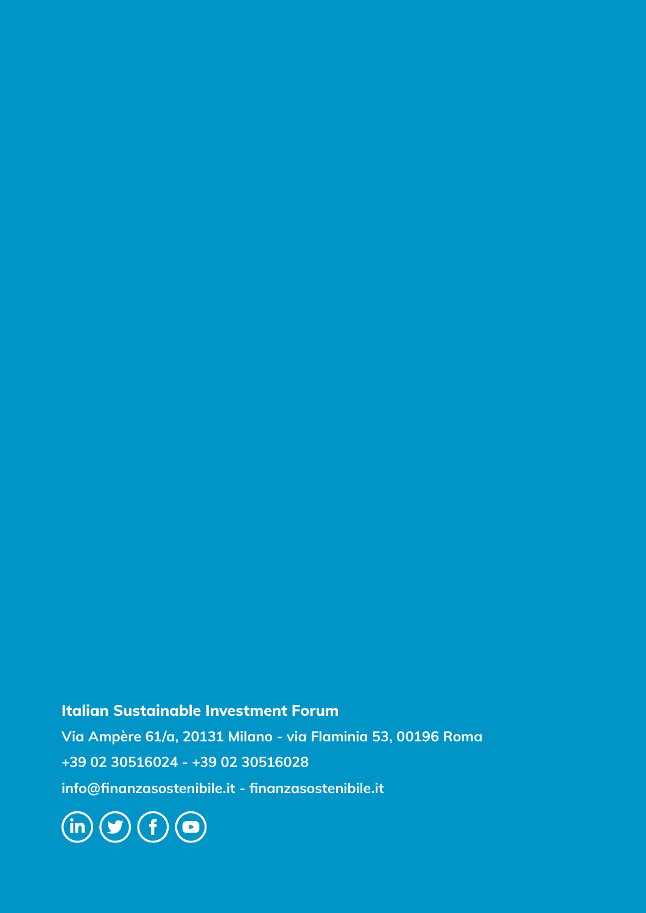**Italian Sustainable Investment Forum**

**Via Ampère 61/a, 20131 Milano - via Flaminia 53, 00196 Roma**

**+39 02 30516024 - +39 02 30516028**

**info@finanzasostenibile.it - finanzasostenibile.it**